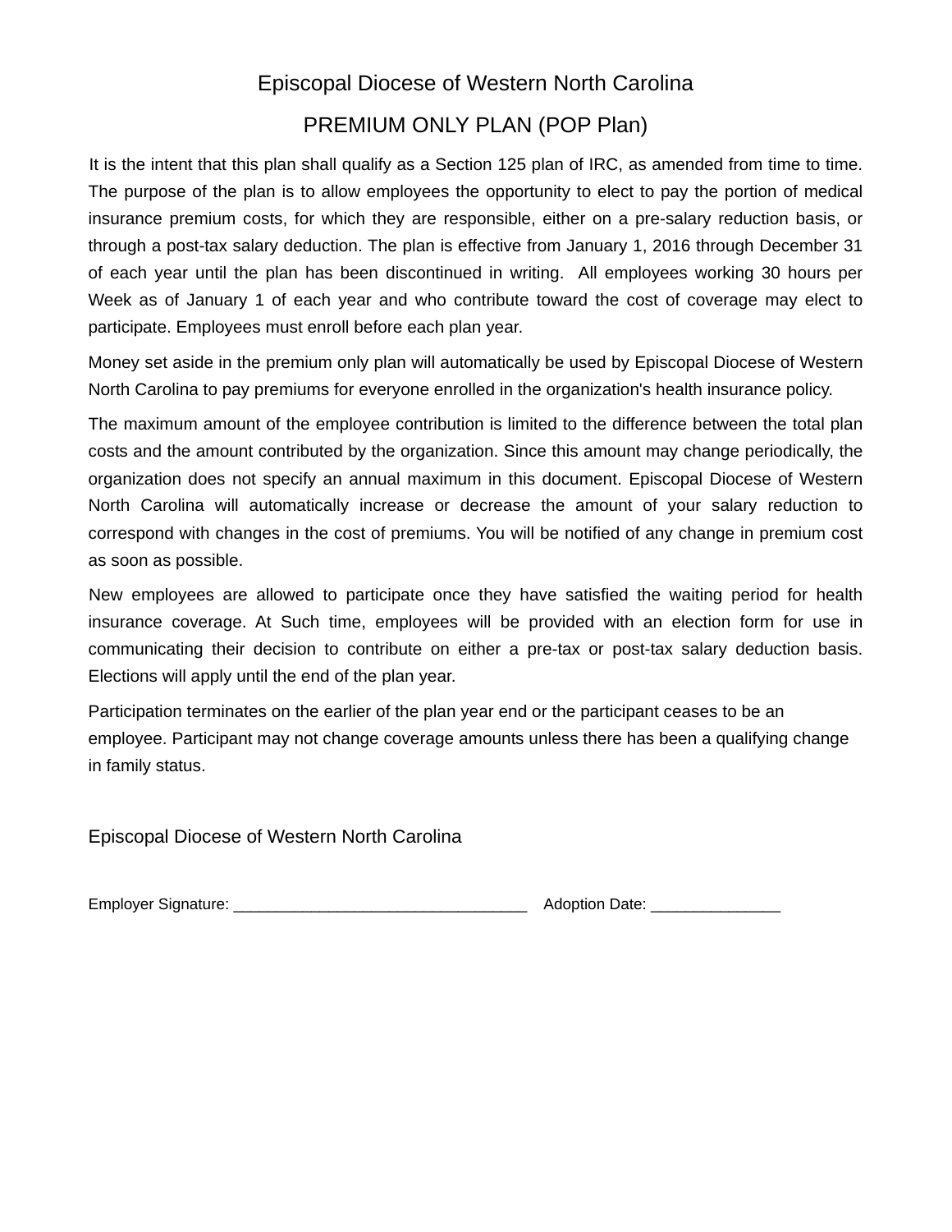# Episcopal Diocese of Western North Carolina

## PREMIUM ONLY PLAN (POP Plan)

It is the intent that this plan shall qualify as a Section 125 plan of IRC, as amended from time to time. The purpose of the plan is to allow employees the opportunity to elect to pay the portion of medical insurance premium costs, for which they are responsible, either on a pre-salary reduction basis, or through a post-tax salary deduction. The plan is effective from January 1, 2016 through December 31 of each year until the plan has been discontinued in writing. All employees working 30 hours per Week as of January 1 of each year and who contribute toward the cost of coverage may elect to participate. Employees must enroll before each plan year.

Money set aside in the premium only plan will automatically be used by Episcopal Diocese of Western North Carolina to pay premiums for everyone enrolled in the organization's health insurance policy.

The maximum amount of the employee contribution is limited to the difference between the total plan costs and the amount contributed by the organization. Since this amount may change periodically, the organization does not specify an annual maximum in this document. Episcopal Diocese of Western North Carolina will automatically increase or decrease the amount of your salary reduction to correspond with changes in the cost of premiums. You will be notified of any change in premium cost as soon as possible.

New employees are allowed to participate once they have satisfied the waiting period for health insurance coverage. At Such time, employees will be provided with an election form for use in communicating their decision to contribute on either a pre-tax or post-tax salary deduction basis. Elections will apply until the end of the plan year.

Participation terminates on the earlier of the plan year end or the participant ceases to be an employee. Participant may not change coverage amounts unless there has been a qualifying change in family status.

Episcopal Diocese of Western North Carolina

Employer Signature: ___________________________________ Adoption Date: _______________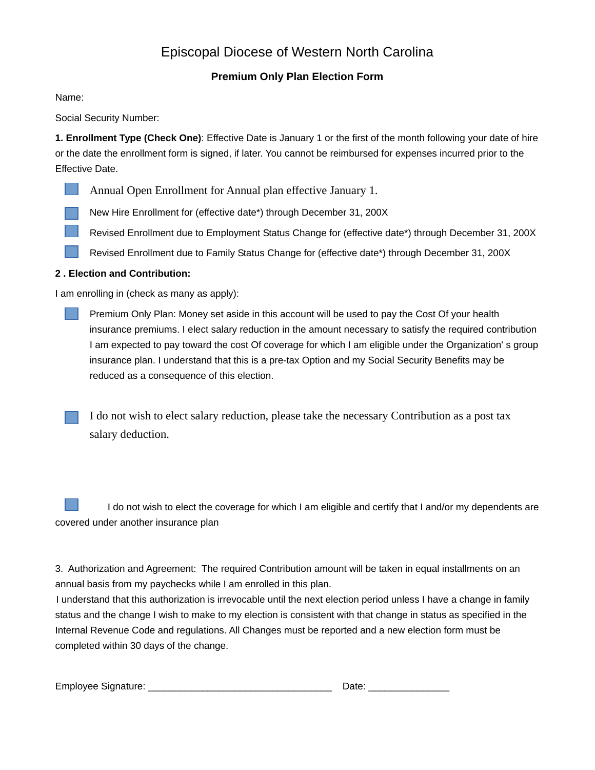# Episcopal Diocese of Western North Carolina

## Premium Only Plan Election Form

Name:

Social Security Number:

**1. Enrollment Type (Check One)**: Effective Date is January 1 or the first of the month following your date of hire or the date the enrollment form is signed, if later. You cannot be reimbursed for expenses incurred prior to the Effective Date.

- ☐ Annual Open Enrollment for Annual plan effective January 1.
- ☐ New Hire Enrollment for (effective date*) through December 31, 200X
- ☐ Revised Enrollment due to Employment Status Change for (effective date*) through December 31, 200X
- ☐ Revised Enrollment due to Family Status Change for (effective date*) through December 31, 200X

**2 . Election and Contribution:**

I am enrolling in (check as many as apply):

- ☐ Premium Only Plan: Money set aside in this account will be used to pay the Cost Of your health insurance premiums. I elect salary reduction in the amount necessary to satisfy the required contribution I am expected to pay toward the cost Of coverage for which I am eligible under the Organization' s group insurance plan. I understand that this is a pre-tax Option and my Social Security Benefits may be reduced as a consequence of this election.

- ☐ I do not wish to elect salary reduction, please take the necessary Contribution as a post tax salary deduction.

- ☐ I do not wish to elect the coverage for which I am eligible and certify that I and/or my dependents are covered under another insurance plan

3. Authorization and Agreement: The required Contribution amount will be taken in equal installments on an annual basis from my paychecks while I am enrolled in this plan.

I understand that this authorization is irrevocable until the next election period unless I have a change in family status and the change I wish to make to my election is consistent with that change in status as specified in the Internal Revenue Code and regulations. All Changes must be reported and a new election form must be completed within 30 days of the change.

Employee Signature: __________________________________ Date: _______________